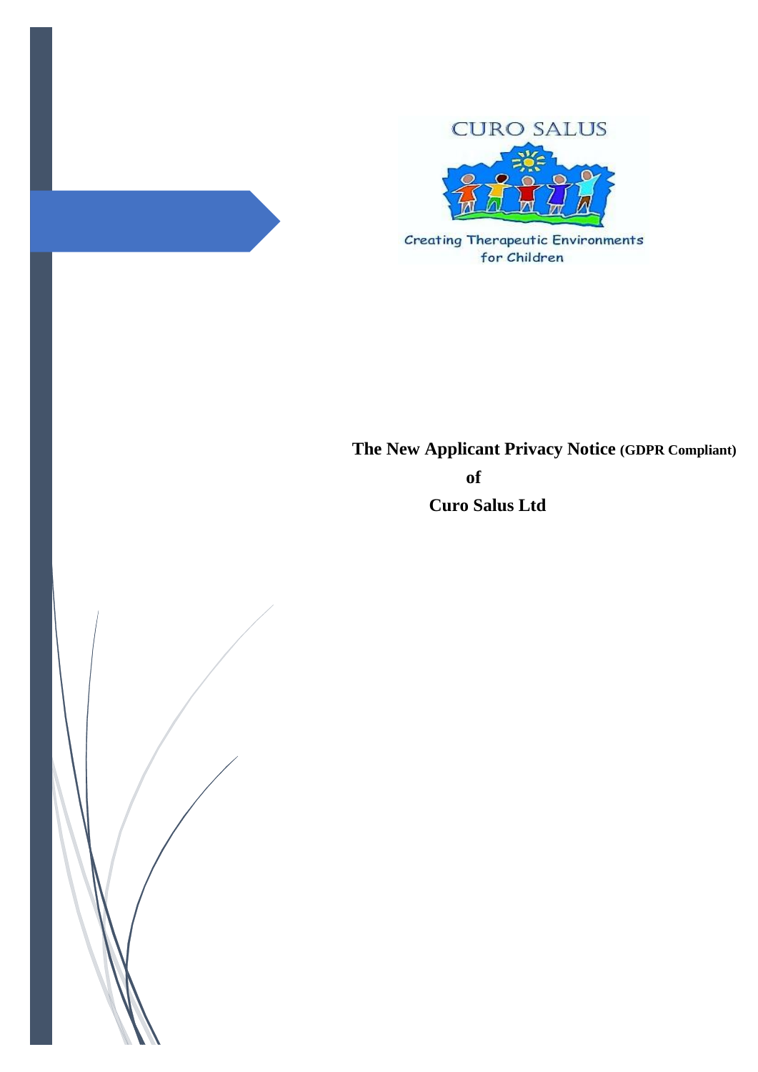CURO SALUS

Creating Therapeutic Environments for Children

**The New Applicant Privacy Notice (GDPR Compliant)**

**of**

**Curo Salus Ltd**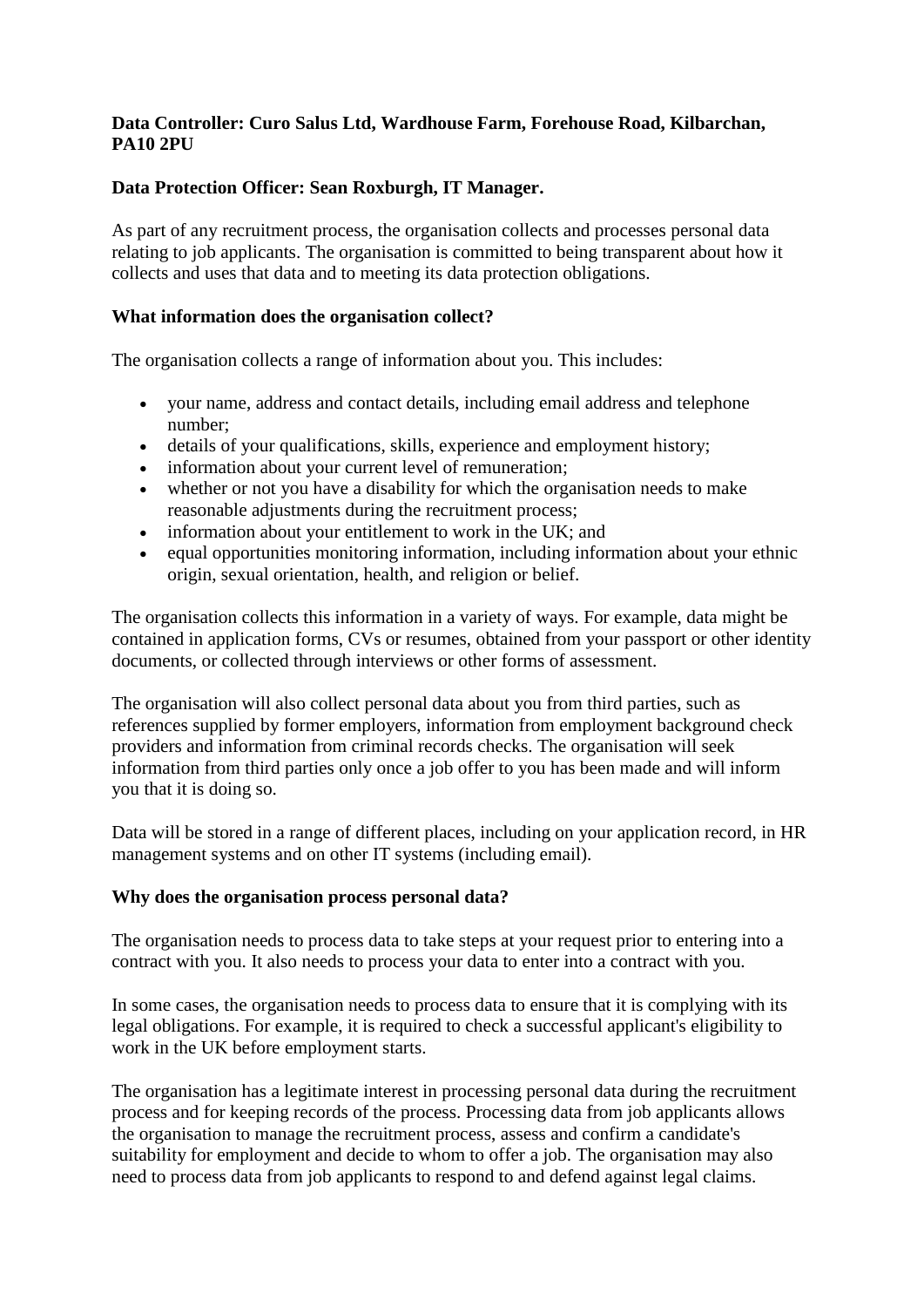**Data Controller: Curo Salus Ltd, Wardhouse Farm, Forehouse Road, Kilbarchan, PA10 2PU**

**Data Protection Officer: Sean Roxburgh, IT Manager.**

As part of any recruitment process, the organisation collects and processes personal data relating to job applicants. The organisation is committed to being transparent about how it collects and uses that data and to meeting its data protection obligations.

**What information does the organisation collect?**

The organisation collects a range of information about you. This includes:

- your name, address and contact details, including email address and telephone number;
- details of your qualifications, skills, experience and employment history;
- information about your current level of remuneration;
- whether or not you have a disability for which the organisation needs to make reasonable adjustments during the recruitment process;
- information about your entitlement to work in the UK; and
- equal opportunities monitoring information, including information about your ethnic origin, sexual orientation, health, and religion or belief.

The organisation collects this information in a variety of ways. For example, data might be contained in application forms, CVs or resumes, obtained from your passport or other identity documents, or collected through interviews or other forms of assessment.

The organisation will also collect personal data about you from third parties, such as references supplied by former employers, information from employment background check providers and information from criminal records checks. The organisation will seek information from third parties only once a job offer to you has been made and will inform you that it is doing so.

Data will be stored in a range of different places, including on your application record, in HR management systems and on other IT systems (including email).

**Why does the organisation process personal data?**

The organisation needs to process data to take steps at your request prior to entering into a contract with you. It also needs to process your data to enter into a contract with you.

In some cases, the organisation needs to process data to ensure that it is complying with its legal obligations. For example, it is required to check a successful applicant's eligibility to work in the UK before employment starts.

The organisation has a legitimate interest in processing personal data during the recruitment process and for keeping records of the process. Processing data from job applicants allows the organisation to manage the recruitment process, assess and confirm a candidate's suitability for employment and decide to whom to offer a job. The organisation may also need to process data from job applicants to respond to and defend against legal claims.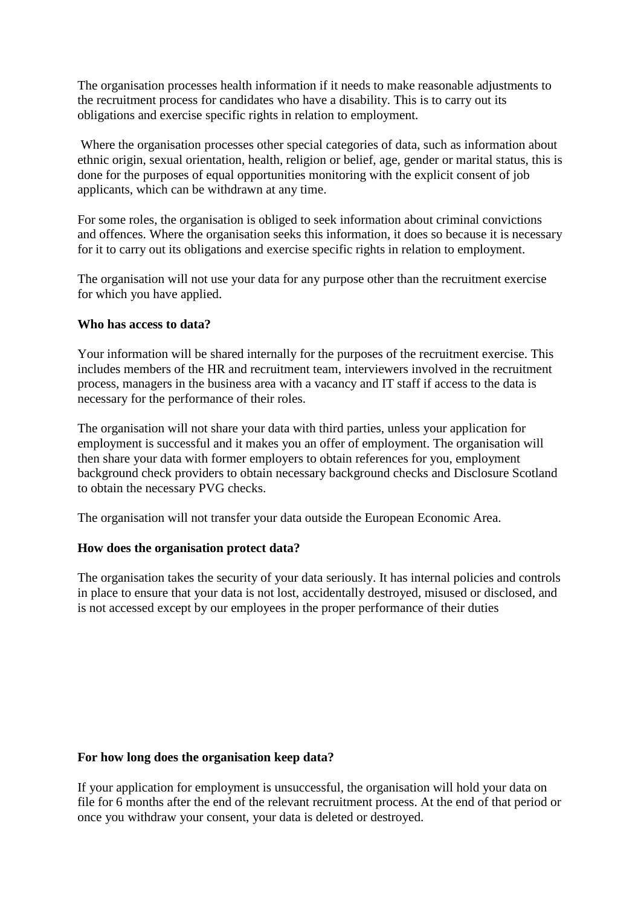The organisation processes health information if it needs to make reasonable adjustments to the recruitment process for candidates who have a disability. This is to carry out its obligations and exercise specific rights in relation to employment.

Where the organisation processes other special categories of data, such as information about ethnic origin, sexual orientation, health, religion or belief, age, gender or marital status, this is done for the purposes of equal opportunities monitoring with the explicit consent of job applicants, which can be withdrawn at any time.

For some roles, the organisation is obliged to seek information about criminal convictions and offences. Where the organisation seeks this information, it does so because it is necessary for it to carry out its obligations and exercise specific rights in relation to employment.

The organisation will not use your data for any purpose other than the recruitment exercise for which you have applied.

**Who has access to data?**

Your information will be shared internally for the purposes of the recruitment exercise. This includes members of the HR and recruitment team, interviewers involved in the recruitment process, managers in the business area with a vacancy and IT staff if access to the data is necessary for the performance of their roles.

The organisation will not share your data with third parties, unless your application for employment is successful and it makes you an offer of employment. The organisation will then share your data with former employers to obtain references for you, employment background check providers to obtain necessary background checks and Disclosure Scotland to obtain the necessary PVG checks.

The organisation will not transfer your data outside the European Economic Area.

**How does the organisation protect data?**

The organisation takes the security of your data seriously. It has internal policies and controls in place to ensure that your data is not lost, accidentally destroyed, misused or disclosed, and is not accessed except by our employees in the proper performance of their duties

**For how long does the organisation keep data?**

If your application for employment is unsuccessful, the organisation will hold your data on file for 6 months after the end of the relevant recruitment process. At the end of that period or once you withdraw your consent, your data is deleted or destroyed.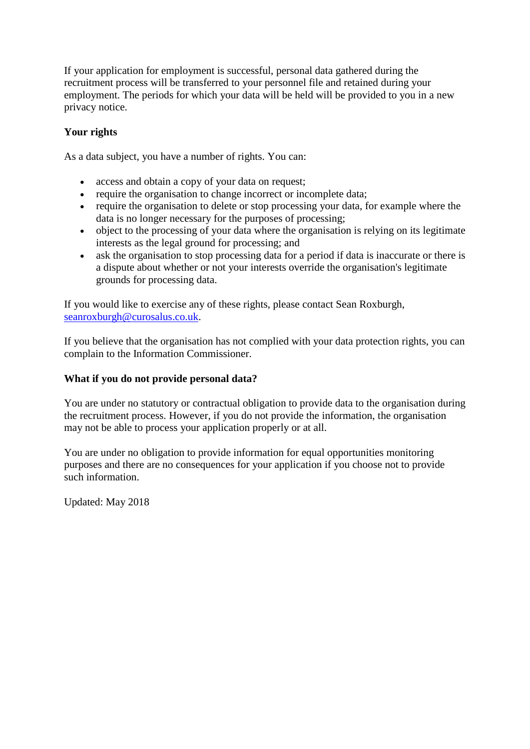If your application for employment is successful, personal data gathered during the recruitment process will be transferred to your personnel file and retained during your employment. The periods for which your data will be held will be provided to you in a new privacy notice.

**Your rights**

As a data subject, you have a number of rights. You can:

- access and obtain a copy of your data on request;
- require the organisation to change incorrect or incomplete data;
- require the organisation to delete or stop processing your data, for example where the data is no longer necessary for the purposes of processing;
- object to the processing of your data where the organisation is relying on its legitimate interests as the legal ground for processing; and
- ask the organisation to stop processing data for a period if data is inaccurate or there is a dispute about whether or not your interests override the organisation's legitimate grounds for processing data.

If you would like to exercise any of these rights, please contact Sean Roxburgh, seanroxburgh@curosalus.co.uk.

If you believe that the organisation has not complied with your data protection rights, you can complain to the Information Commissioner.

**What if you do not provide personal data?**

You are under no statutory or contractual obligation to provide data to the organisation during the recruitment process. However, if you do not provide the information, the organisation may not be able to process your application properly or at all.

You are under no obligation to provide information for equal opportunities monitoring purposes and there are no consequences for your application if you choose not to provide such information.

Updated: May 2018